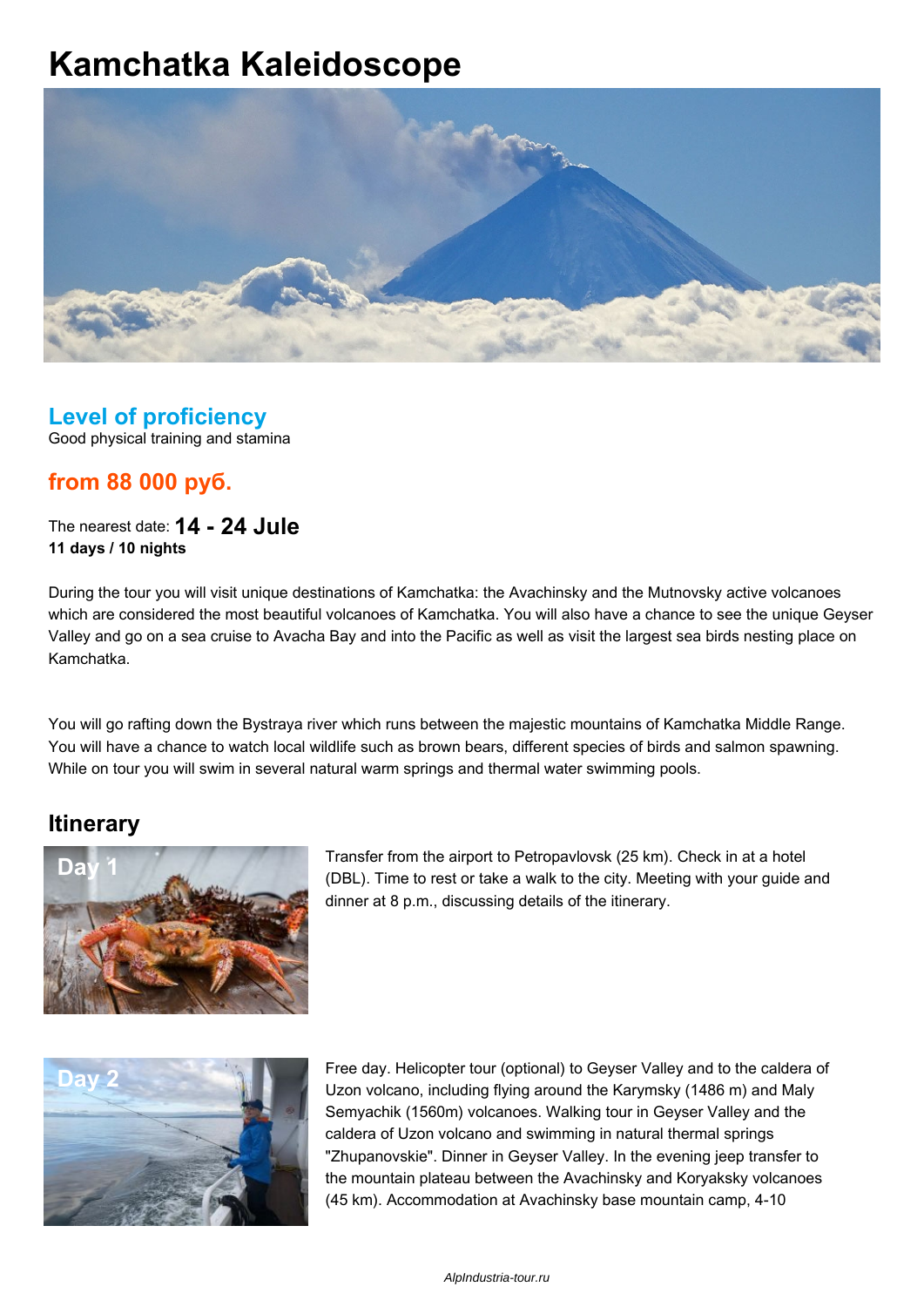# Kamchatka Kaleidoscope

## Level of proficiency

Good physical training and stamina

## from 88 000 руб.

The nearest date: **14 - 24 Jule**
**11 days / 10 nights**

During the tour you will visit unique destinations of Kamchatka: the Avachinsky and the Mutnovsky active volcanoes which are considered the most beautiful volcanoes of Kamchatka. You will also have a chance to see the unique Geyser Valley and go on a sea cruise to Avacha Bay and into the Pacific as well as visit the largest sea birds nesting place on Kamchatka.

You will go rafting down the Bystraya river which runs between the majestic mountains of Kamchatka Middle Range. You will have a chance to watch local wildlife such as brown bears, different species of birds and salmon spawning. While on tour you will swim in several natural warm springs and thermal water swimming pools.

## Itinerary

Day 1

Transfer from the airport to Petropavlovsk (25 km). Check in at a hotel (DBL). Time to rest or take a walk to the city. Meeting with your guide and dinner at 8 p.m., discussing details of the itinerary.

Day 2

Free day. Helicopter tour (optional) to Geyser Valley and to the caldera of Uzon volcano, including flying around the Karymsky (1486 m) and Maly Semyachik (1560m) volcanoes. Walking tour in Geyser Valley and the caldera of Uzon volcano and swimming in natural thermal springs "Zhupanovskie". Dinner in Geyser Valley. In the evening jeep transfer to the mountain plateau between the Avachinsky and Koryaksky volcanoes (45 km). Accommodation at Avachinsky base mountain camp, 4-10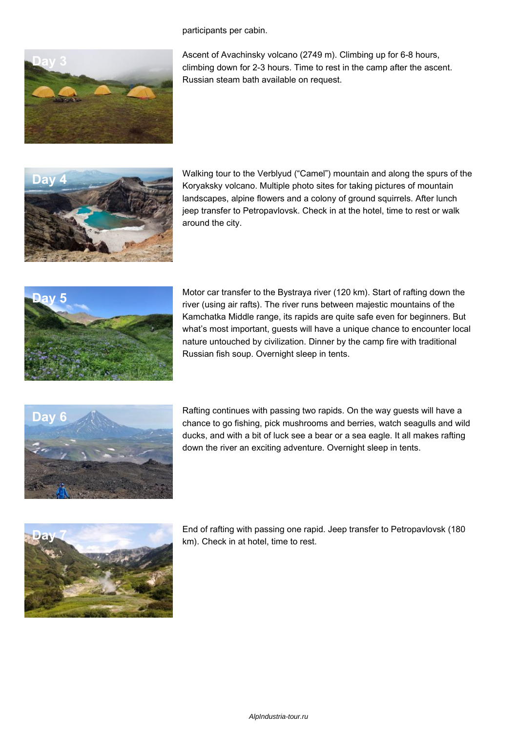participants per cabin.

## Day 3

Ascent of Avachinsky volcano (2749 m). Climbing up for 6-8 hours, climbing down for 2-3 hours. Time to rest in the camp after the ascent. Russian steam bath available on request.

## Day 4

Walking tour to the Verblyud (“Camel”) mountain and along the spurs of the Koryaksky volcano. Multiple photo sites for taking pictures of mountain landscapes, alpine flowers and a colony of ground squirrels. After lunch jeep transfer to Petropavlovsk. Check in at the hotel, time to rest or walk around the city.

## Day 5

Motor car transfer to the Bystraya river (120 km). Start of rafting down the river (using air rafts). The river runs between majestic mountains of the Kamchatka Middle range, its rapids are quite safe even for beginners. But what’s most important, guests will have a unique chance to encounter local nature untouched by civilization. Dinner by the camp fire with traditional Russian fish soup. Overnight sleep in tents.

## Day 6

Rafting continues with passing two rapids. On the way guests will have a chance to go fishing, pick mushrooms and berries, watch seagulls and wild ducks, and with a bit of luck see a bear or a sea eagle. It all makes rafting down the river an exciting adventure. Overnight sleep in tents.

## Day 7

End of rafting with passing one rapid. Jeep transfer to Petropavlovsk (180 km). Check in at hotel, time to rest.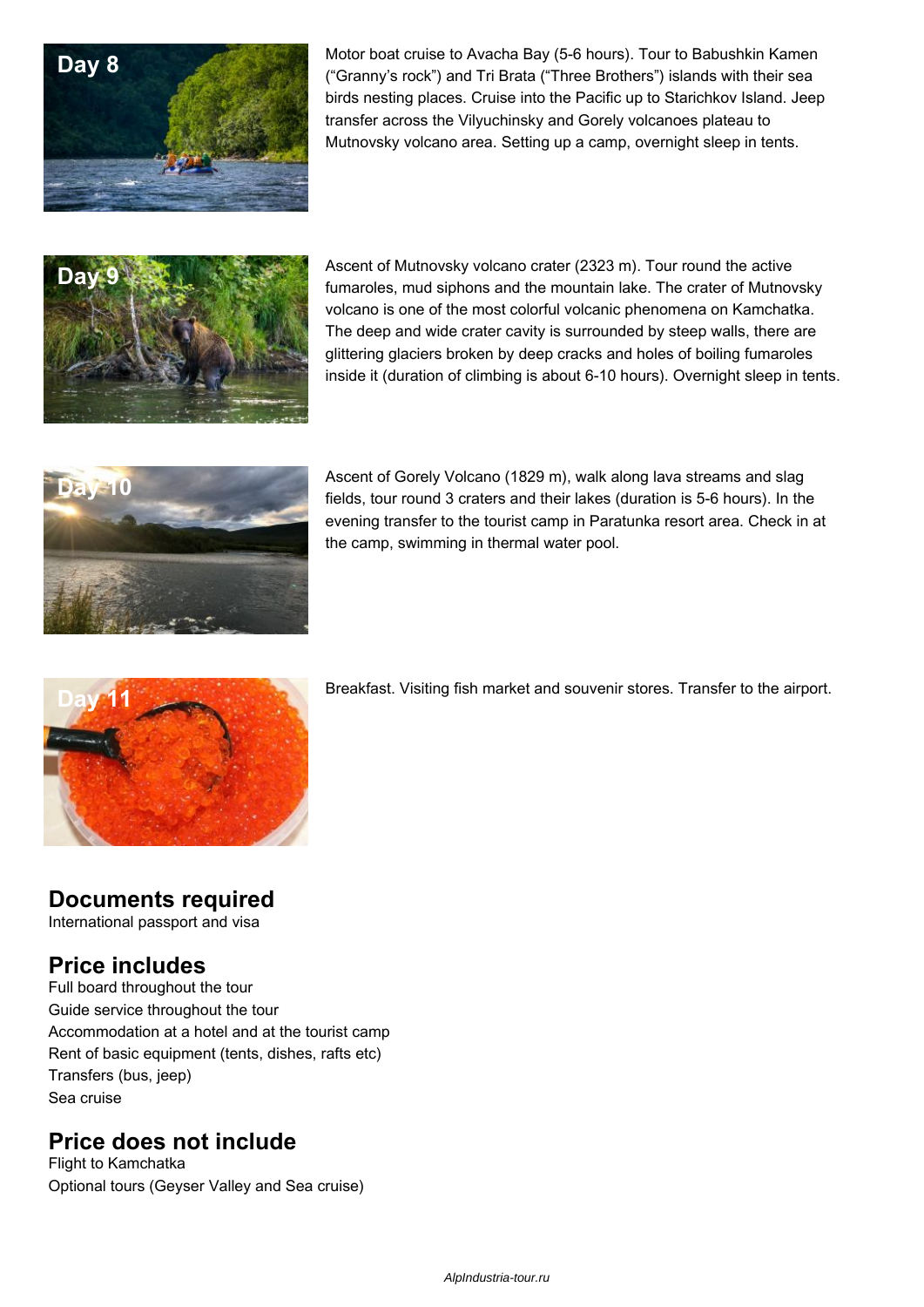**Day 8**

Motor boat cruise to Avacha Bay (5-6 hours). Tour to Babushkin Kamen ("Granny's rock") and Tri Brata ("Three Brothers") islands with their sea birds nesting places. Cruise into the Pacific up to Starichkov Island. Jeep transfer across the Vilyuchinsky and Gorely volcanoes plateau to Mutnovsky volcano area. Setting up a camp, overnight sleep in tents.

**Day 9**

Ascent of Mutnovsky volcano crater (2323 m). Tour round the active fumaroles, mud siphons and the mountain lake. The crater of Mutnovsky volcano is one of the most colorful volcanic phenomena on Kamchatka. The deep and wide crater cavity is surrounded by steep walls, there are glittering glaciers broken by deep cracks and holes of boiling fumaroles inside it (duration of climbing is about 6-10 hours). Overnight sleep in tents.

**Day 10**

Ascent of Gorely Volcano (1829 m), walk along lava streams and slag fields, tour round 3 craters and their lakes (duration is 5-6 hours). In the evening transfer to the tourist camp in Paratunka resort area. Check in at the camp, swimming in thermal water pool.

**Day 11**

Breakfast. Visiting fish market and souvenir stores. Transfer to the airport.

## Documents required

International passport and visa

## Price includes

Full board throughout the tour
Guide service throughout the tour
Accommodation at a hotel and at the tourist camp
Rent of basic equipment (tents, dishes, rafts etc)
Transfers (bus, jeep)
Sea cruise

## Price does not include

Flight to Kamchatka
Optional tours (Geyser Valley and Sea cruise)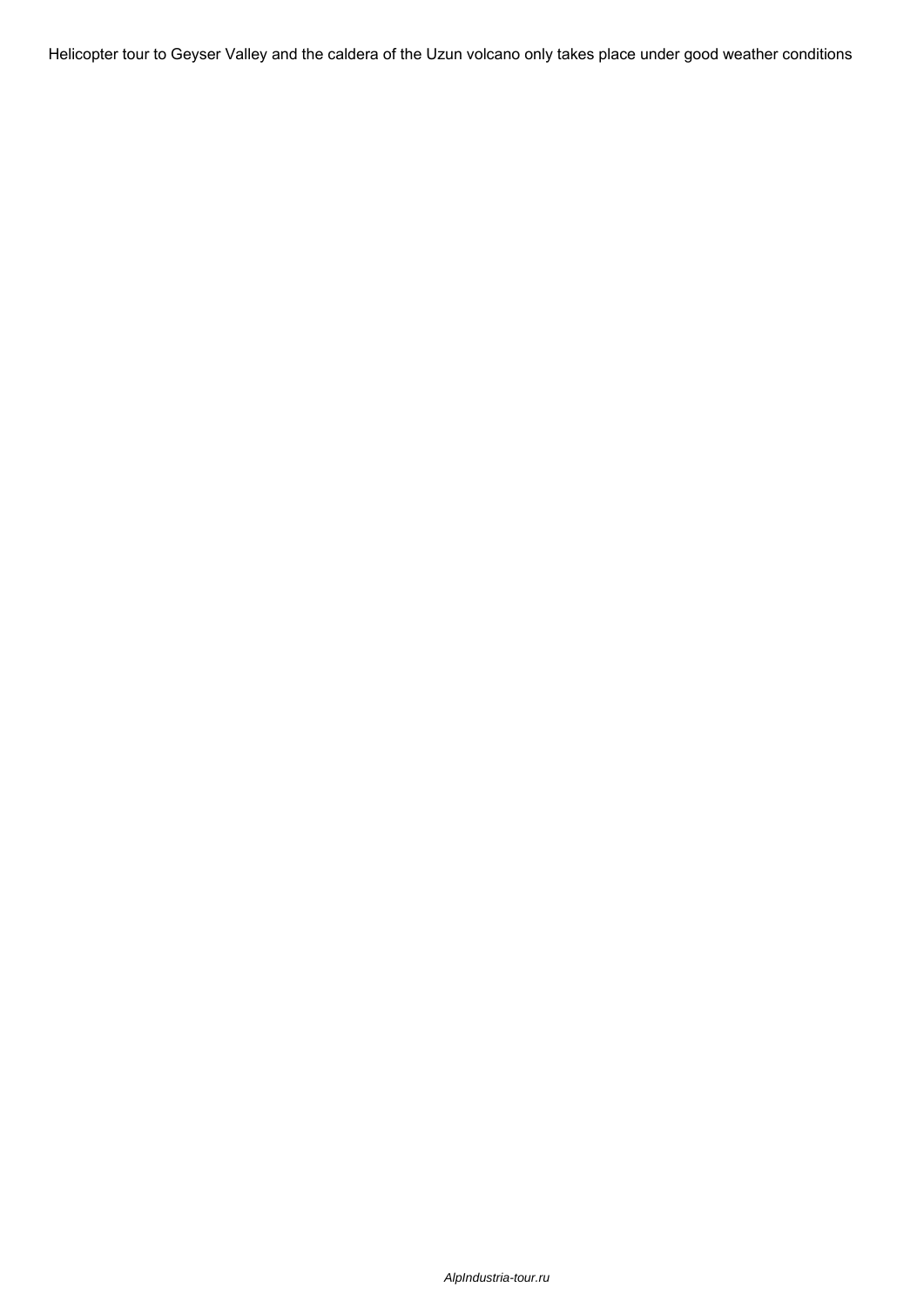Helicopter tour to Geyser Valley and the caldera of the Uzun volcano only takes place under good weather conditions